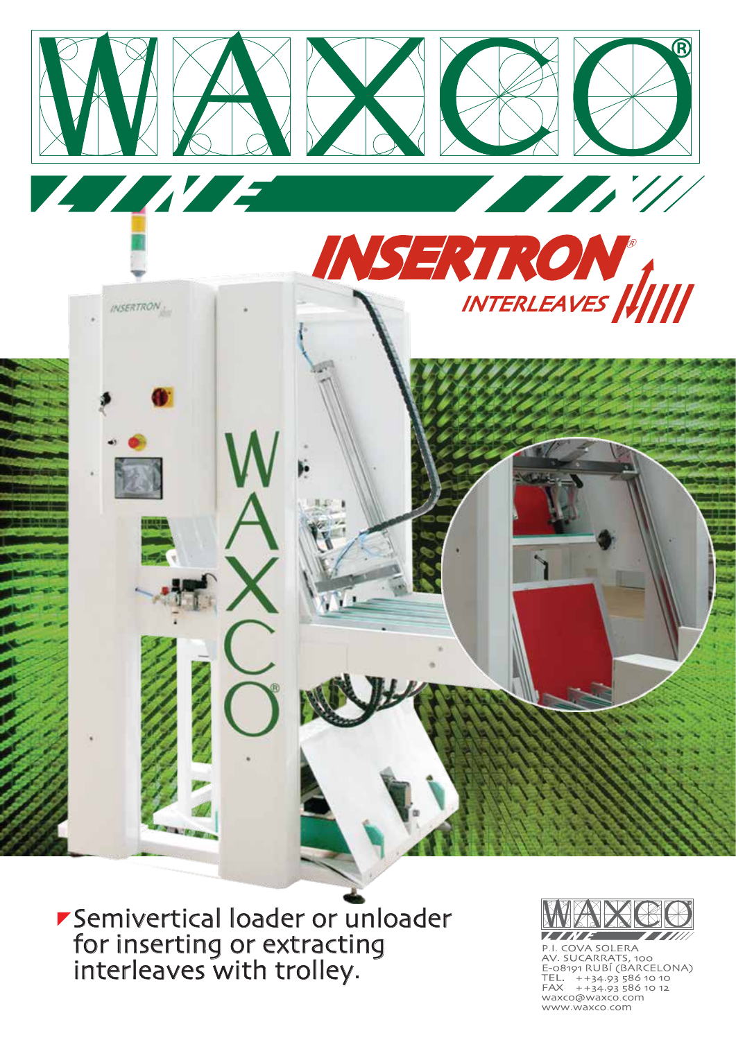# WAXCO®

## INSERTRON® INTERLEAVES

▼ Semivertical loader or unloader for inserting or extracting interleaves with trolley.

WAXCO

P.I. COVA SOLERA
AV. SUCARRATS, 100
E-08191 RUBÍ (BARCELONA)
TEL. ++34.93 586 10 10
FAX ++34.93 586 10 12
waxco@waxco.com
www.waxco.com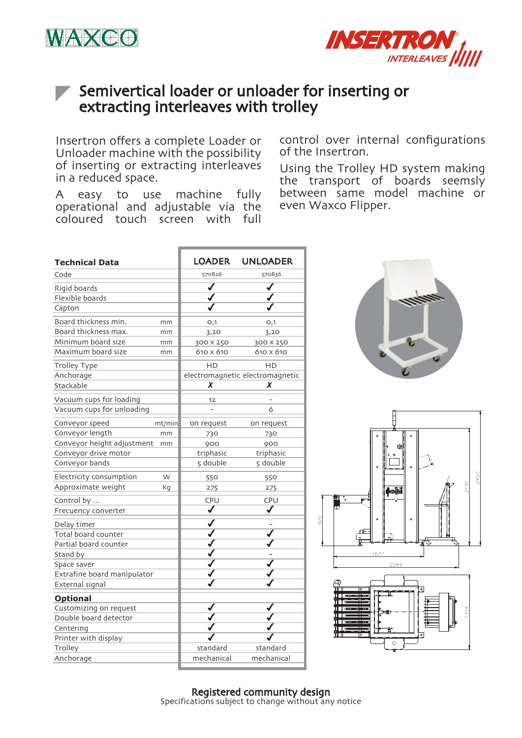# Semivertical loader or unloader for inserting or extracting interleaves with trolley

Insertron offers a complete Loader or Unloader machine with the possibility of inserting or extracting interleaves in a reduced space.

A easy to use machine fully operational and adjustable via the coloured touch screen with full control over internal configurations of the Insertron.

Using the Trolley HD system making the transport of boards seemsly between same model machine or even Waxco Flipper.

| **Technical Data** | | LOADER | UNLOADER |
|---|---|---|---|
| Code | | 570826 | 570836 |
| Rigid boards | | ✓ | ✓ |
| Flexible boards | | ✓ | ✓ |
| Capton | | ✓ | ✓ |
| Board thickness min. | mm | 0,1 | 0,1 |
| Board thickness max. | mm | 3,20 | 3,20 |
| Minimum board size | mm | 300 x 250 | 300 x 250 |
| Maximum board size | mm | 610 x 610 | 610 x 610 |
| Trolley Type | | HD | HD |
| Anchorage | | electromagnetic | electromagnetic |
| Stackable | | ✗ | ✗ |
| Vacuum cups for loading | | 12 | - |
| Vacuum cups for unloading | | - | 6 |
| Conveyor speed | mt/min | on request | on request |
| Conveyor length | mm | 730 | 730 |
| Conveyor height adjustment | mm | 900 | 900 |
| Conveyor drive motor | | triphasic | triphasic |
| Conveyor bands | | 5 double | 5 double |
| Electricity consumption | W | 550 | 550 |
| Approximate weight | Kg | 275 | 275 |
| Control by … | | CPU | CPU |
| Frecuency converter | | ✓ | ✓ |
| Delay timer | | ✓ | - |
| Total board counter | | ✓ | ✓ |
| Partial board counter | | ✓ | ✓ |
| Stand by | | ✓ | - |
| Space saver | | ✓ | ✓ |
| Extrafine board manipulator | | ✓ | ✓ |
| External signal | | ✓ | ✓ |
| **Optional** | | | |
| Customizing on request | | ✓ | ✓ |
| Double board detector | | ✓ | ✓ |
| Centering | | ✓ | ✓ |
| Printer with display | | ✓ | ✓ |
| Trolley | | standard | standard |
| Anchorage | | mechanical | mechanical |

920
1637
2269
2130
2450
1354

**Registered community design**

Specifications subject to change without any notice